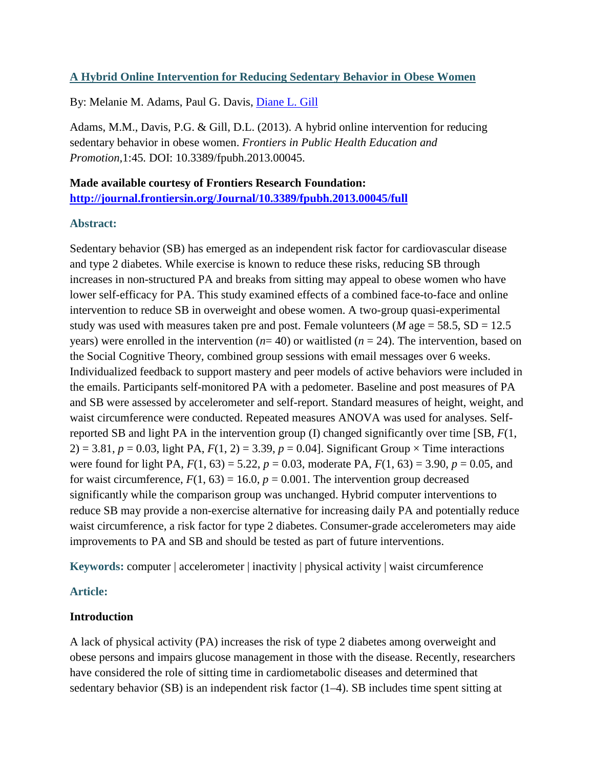[A Hybrid Online Intervention for Reducing Sedentary Behavior in Obese Women](http://journal.frontiersin.org/Journal/10.3389/fpubh.2013.00045/full)

By: Melanie M. Adams, Paul G. Davis, [Diane L. Gill](#)

Adams, M.M., Davis, P.G. & Gill, D.L. (2013). A hybrid online intervention for reducing sedentary behavior in obese women. *Frontiers in Public Health Education and Promotion*,1:45. DOI: 10.3389/fpubh.2013.00045.

**Made available courtesy of Frontiers Research Foundation:**
**[http://journal.frontiersin.org/Journal/10.3389/fpubh.2013.00045/full](http://journal.frontiersin.org/Journal/10.3389/fpubh.2013.00045/full)**

### Abstract:

Sedentary behavior (SB) has emerged as an independent risk factor for cardiovascular disease and type 2 diabetes. While exercise is known to reduce these risks, reducing SB through increases in non-structured PA and breaks from sitting may appeal to obese women who have lower self-efficacy for PA. This study examined effects of a combined face-to-face and online intervention to reduce SB in overweight and obese women. A two-group quasi-experimental study was used with measures taken pre and post. Female volunteers (*M* age = 58.5, SD = 12.5 years) were enrolled in the intervention (*n*= 40) or waitlisted (*n* = 24). The intervention, based on the Social Cognitive Theory, combined group sessions with email messages over 6 weeks. Individualized feedback to support mastery and peer models of active behaviors were included in the emails. Participants self-monitored PA with a pedometer. Baseline and post measures of PA and SB were assessed by accelerometer and self-report. Standard measures of height, weight, and waist circumference were conducted. Repeated measures ANOVA was used for analyses. Self-reported SB and light PA in the intervention group (I) changed significantly over time [SB, $F(1, 2) = 3.81$, $p = 0.03$, light PA, $F(1, 2) = 3.39$, $p = 0.04$]. Significant Group × Time interactions were found for light PA, $F(1, 63) = 5.22$, $p = 0.03$, moderate PA, $F(1, 63) = 3.90$, $p = 0.05$, and for waist circumference, $F(1, 63) = 16.0$, $p = 0.001$. The intervention group decreased significantly while the comparison group was unchanged. Hybrid computer interventions to reduce SB may provide a non-exercise alternative for increasing daily PA and potentially reduce waist circumference, a risk factor for type 2 diabetes. Consumer-grade accelerometers may aide improvements to PA and SB and should be tested as part of future interventions.

**Keywords:** computer | accelerometer | inactivity | physical activity | waist circumference

### Article:

#### Introduction

A lack of physical activity (PA) increases the risk of type 2 diabetes among overweight and obese persons and impairs glucose management in those with the disease. Recently, researchers have considered the role of sitting time in cardiometabolic diseases and determined that sedentary behavior (SB) is an independent risk factor (1–4). SB includes time spent sitting at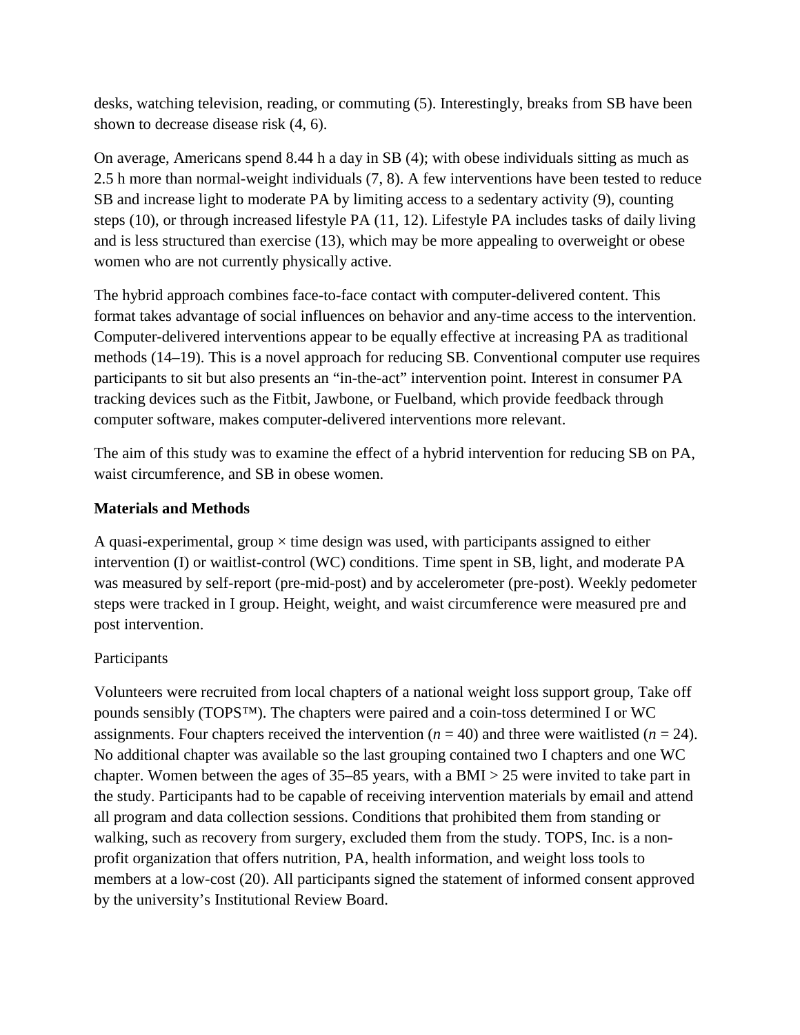desks, watching television, reading, or commuting (5). Interestingly, breaks from SB have been shown to decrease disease risk (4, 6).

On average, Americans spend 8.44 h a day in SB (4); with obese individuals sitting as much as 2.5 h more than normal-weight individuals (7, 8). A few interventions have been tested to reduce SB and increase light to moderate PA by limiting access to a sedentary activity (9), counting steps (10), or through increased lifestyle PA (11, 12). Lifestyle PA includes tasks of daily living and is less structured than exercise (13), which may be more appealing to overweight or obese women who are not currently physically active.

The hybrid approach combines face-to-face contact with computer-delivered content. This format takes advantage of social influences on behavior and any-time access to the intervention. Computer-delivered interventions appear to be equally effective at increasing PA as traditional methods (14–19). This is a novel approach for reducing SB. Conventional computer use requires participants to sit but also presents an "in-the-act" intervention point. Interest in consumer PA tracking devices such as the Fitbit, Jawbone, or Fuelband, which provide feedback through computer software, makes computer-delivered interventions more relevant.

The aim of this study was to examine the effect of a hybrid intervention for reducing SB on PA, waist circumference, and SB in obese women.

## Materials and Methods

A quasi-experimental, group × time design was used, with participants assigned to either intervention (I) or waitlist-control (WC) conditions. Time spent in SB, light, and moderate PA was measured by self-report (pre-mid-post) and by accelerometer (pre-post). Weekly pedometer steps were tracked in I group. Height, weight, and waist circumference were measured pre and post intervention.

### Participants

Volunteers were recruited from local chapters of a national weight loss support group, Take off pounds sensibly (TOPS™). The chapters were paired and a coin-toss determined I or WC assignments. Four chapters received the intervention ($n = 40$) and three were waitlisted ($n = 24$). No additional chapter was available so the last grouping contained two I chapters and one WC chapter. Women between the ages of 35–85 years, with a BMI > 25 were invited to take part in the study. Participants had to be capable of receiving intervention materials by email and attend all program and data collection sessions. Conditions that prohibited them from standing or walking, such as recovery from surgery, excluded them from the study. TOPS, Inc. is a non-profit organization that offers nutrition, PA, health information, and weight loss tools to members at a low-cost (20). All participants signed the statement of informed consent approved by the university's Institutional Review Board.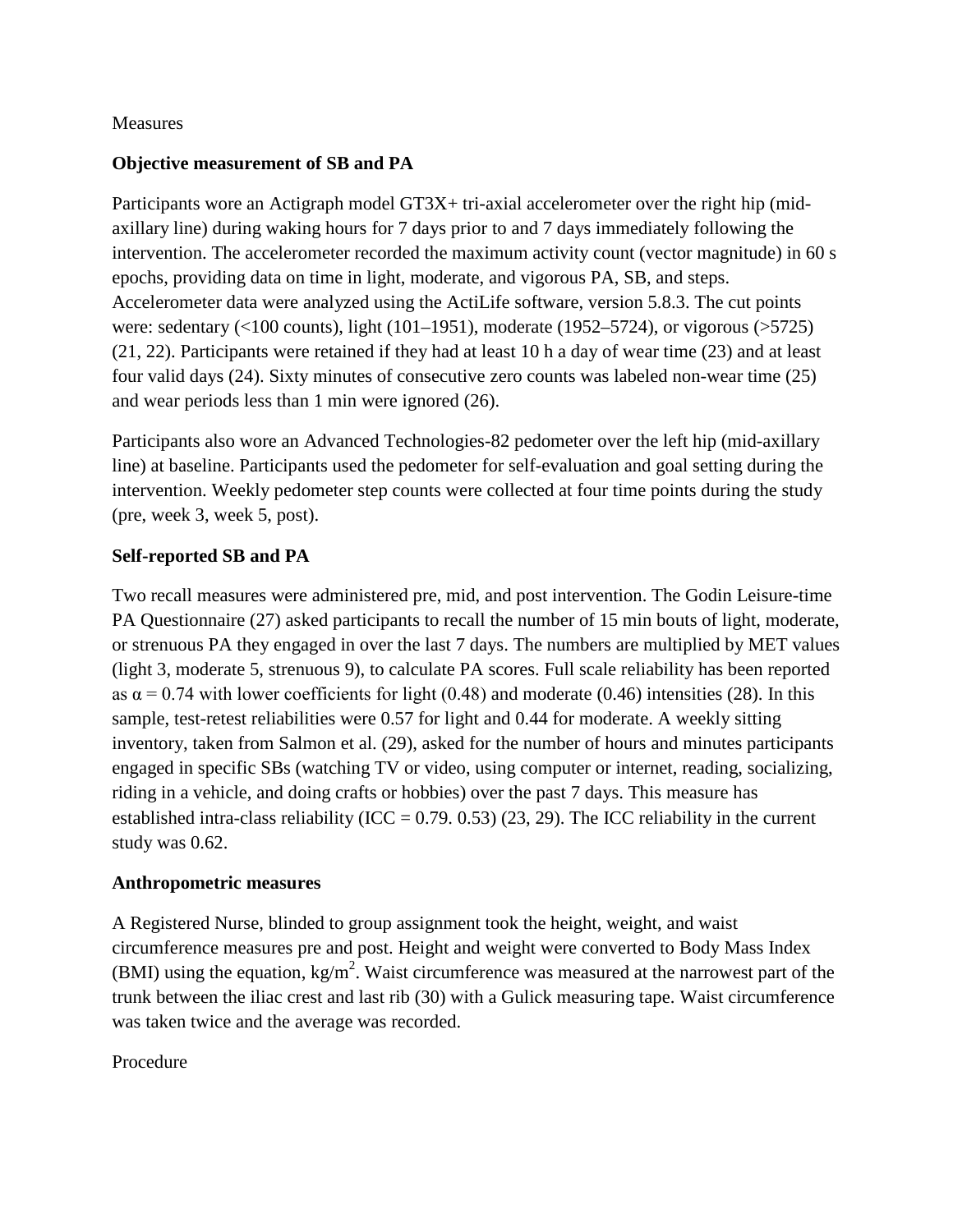Measures

### Objective measurement of SB and PA

Participants wore an Actigraph model GT3X+ tri-axial accelerometer over the right hip (mid-axillary line) during waking hours for 7 days prior to and 7 days immediately following the intervention. The accelerometer recorded the maximum activity count (vector magnitude) in 60 s epochs, providing data on time in light, moderate, and vigorous PA, SB, and steps. Accelerometer data were analyzed using the ActiLife software, version 5.8.3. The cut points were: sedentary (<100 counts), light (101–1951), moderate (1952–5724), or vigorous (>5725) (21, 22). Participants were retained if they had at least 10 h a day of wear time (23) and at least four valid days (24). Sixty minutes of consecutive zero counts was labeled non-wear time (25) and wear periods less than 1 min were ignored (26).

Participants also wore an Advanced Technologies-82 pedometer over the left hip (mid-axillary line) at baseline. Participants used the pedometer for self-evaluation and goal setting during the intervention. Weekly pedometer step counts were collected at four time points during the study (pre, week 3, week 5, post).

### Self-reported SB and PA

Two recall measures were administered pre, mid, and post intervention. The Godin Leisure-time PA Questionnaire (27) asked participants to recall the number of 15 min bouts of light, moderate, or strenuous PA they engaged in over the last 7 days. The numbers are multiplied by MET values (light 3, moderate 5, strenuous 9), to calculate PA scores. Full scale reliability has been reported as $\alpha = 0.74$ with lower coefficients for light (0.48) and moderate (0.46) intensities (28). In this sample, test-retest reliabilities were 0.57 for light and 0.44 for moderate. A weekly sitting inventory, taken from Salmon et al. (29), asked for the number of hours and minutes participants engaged in specific SBs (watching TV or video, using computer or internet, reading, socializing, riding in a vehicle, and doing crafts or hobbies) over the past 7 days. This measure has established intra-class reliability (ICC = 0.79. 0.53) (23, 29). The ICC reliability in the current study was 0.62.

### Anthropometric measures

A Registered Nurse, blinded to group assignment took the height, weight, and waist circumference measures pre and post. Height and weight were converted to Body Mass Index (BMI) using the equation, $kg/m^2$. Waist circumference was measured at the narrowest part of the trunk between the iliac crest and last rib (30) with a Gulick measuring tape. Waist circumference was taken twice and the average was recorded.

Procedure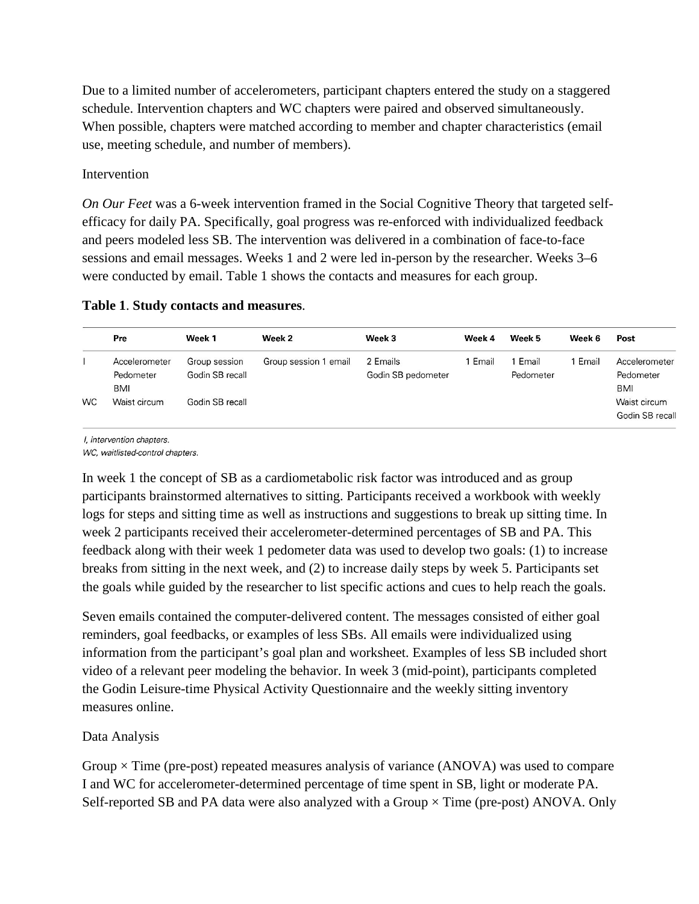Due to a limited number of accelerometers, participant chapters entered the study on a staggered schedule. Intervention chapters and WC chapters were paired and observed simultaneously. When possible, chapters were matched according to member and chapter characteristics (email use, meeting schedule, and number of members).

Intervention

*On Our Feet* was a 6-week intervention framed in the Social Cognitive Theory that targeted self-efficacy for daily PA. Specifically, goal progress was re-enforced with individualized feedback and peers modeled less SB. The intervention was delivered in a combination of face-to-face sessions and email messages. Weeks 1 and 2 were led in-person by the researcher. Weeks 3–6 were conducted by email. Table 1 shows the contacts and measures for each group.

**Table 1**. **Study contacts and measures**.

| | Pre | Week 1 | Week 2 | Week 3 | Week 4 | Week 5 | Week 6 | Post |
|---|---|---|---|---|---|---|---|---|
| I | Accelerometer Pedometer BMI | Group session Godin SB recall | Group session 1 email | 2 Emails Godin SB pedometer | 1 Email | 1 Email Pedometer | 1 Email | Accelerometer Pedometer BMI |
| WC | Waist circum | Godin SB recall | | | | | | Waist circum Godin SB recall |

*I, intervention chapters.*
*WC, waitlisted-control chapters.*

In week 1 the concept of SB as a cardiometabolic risk factor was introduced and as group participants brainstormed alternatives to sitting. Participants received a workbook with weekly logs for steps and sitting time as well as instructions and suggestions to break up sitting time. In week 2 participants received their accelerometer-determined percentages of SB and PA. This feedback along with their week 1 pedometer data was used to develop two goals: (1) to increase breaks from sitting in the next week, and (2) to increase daily steps by week 5. Participants set the goals while guided by the researcher to list specific actions and cues to help reach the goals.

Seven emails contained the computer-delivered content. The messages consisted of either goal reminders, goal feedbacks, or examples of less SBs. All emails were individualized using information from the participant's goal plan and worksheet. Examples of less SB included short video of a relevant peer modeling the behavior. In week 3 (mid-point), participants completed the Godin Leisure-time Physical Activity Questionnaire and the weekly sitting inventory measures online.

Data Analysis

Group × Time (pre-post) repeated measures analysis of variance (ANOVA) was used to compare I and WC for accelerometer-determined percentage of time spent in SB, light or moderate PA. Self-reported SB and PA data were also analyzed with a Group × Time (pre-post) ANOVA. Only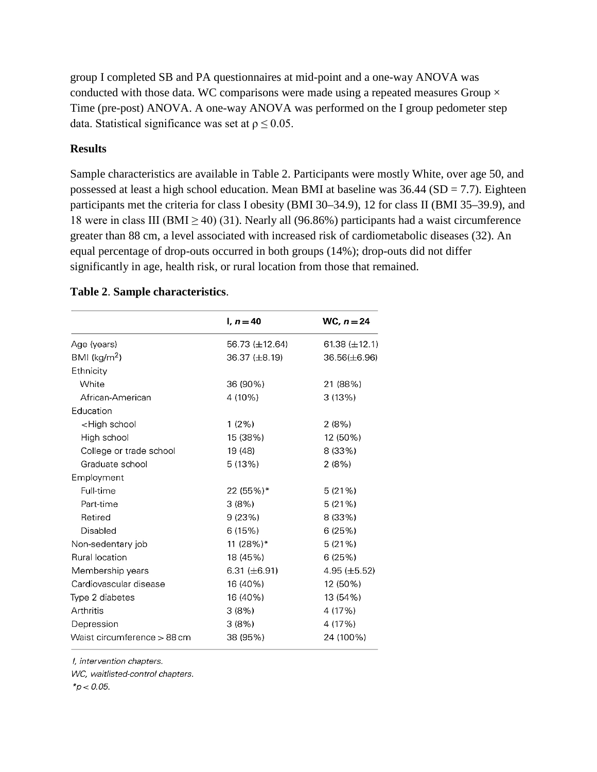group I completed SB and PA questionnaires at mid-point and a one-way ANOVA was conducted with those data. WC comparisons were made using a repeated measures Group × Time (pre-post) ANOVA. A one-way ANOVA was performed on the I group pedometer step data. Statistical significance was set at $\rho \leq 0.05$.

**Results**

Sample characteristics are available in Table 2. Participants were mostly White, over age 50, and possessed at least a high school education. Mean BMI at baseline was 36.44 (SD = 7.7). Eighteen participants met the criteria for class I obesity (BMI 30–34.9), 12 for class II (BMI 35–39.9), and 18 were in class III (BMI ≥ 40) (31). Nearly all (96.86%) participants had a waist circumference greater than 88 cm, a level associated with increased risk of cardiometabolic diseases (32). An equal percentage of drop-outs occurred in both groups (14%); drop-outs did not differ significantly in age, health risk, or rural location from those that remained.

**Table 2**. **Sample characteristics**.

| | I, $n = 40$ | WC, $n = 24$ |
|---|---|---|
| Age (years) | 56.73 (±12.64) | 61.38 (±12.1) |
| BMI (kg/m$^2$) | 36.37 (±8.19) | 36.56(±6.96) |
| Ethnicity | | |
| White | 36 (90%) | 21 (88%) |
| African-American | 4 (10%) | 3 (13%) |
| Education | | |
| <High school | 1 (2%) | 2 (8%) |
| High school | 15 (38%) | 12 (50%) |
| College or trade school | 19 (48) | 8 (33%) |
| Graduate school | 5 (13%) | 2 (8%) |
| Employment | | |
| Full-time | 22 (55%)* | 5 (21%) |
| Part-time | 3 (8%) | 5 (21%) |
| Retired | 9 (23%) | 8 (33%) |
| Disabled | 6 (15%) | 6 (25%) |
| Non-sedentary job | 11 (28%)* | 5 (21%) |
| Rural location | 18 (45%) | 6 (25%) |
| Membership years | 6.31 (±6.91) | 4.95 (±5.52) |
| Cardiovascular disease | 16 (40%) | 12 (50%) |
| Type 2 diabetes | 16 (40%) | 13 (54%) |
| Arthritis | 3 (8%) | 4 (17%) |
| Depression | 3 (8%) | 4 (17%) |
| Waist circumference > 88 cm | 38 (95%) | 24 (100%) |

*I, intervention chapters.*

*WC, waitlisted-control chapters.*

*$p < 0.05$.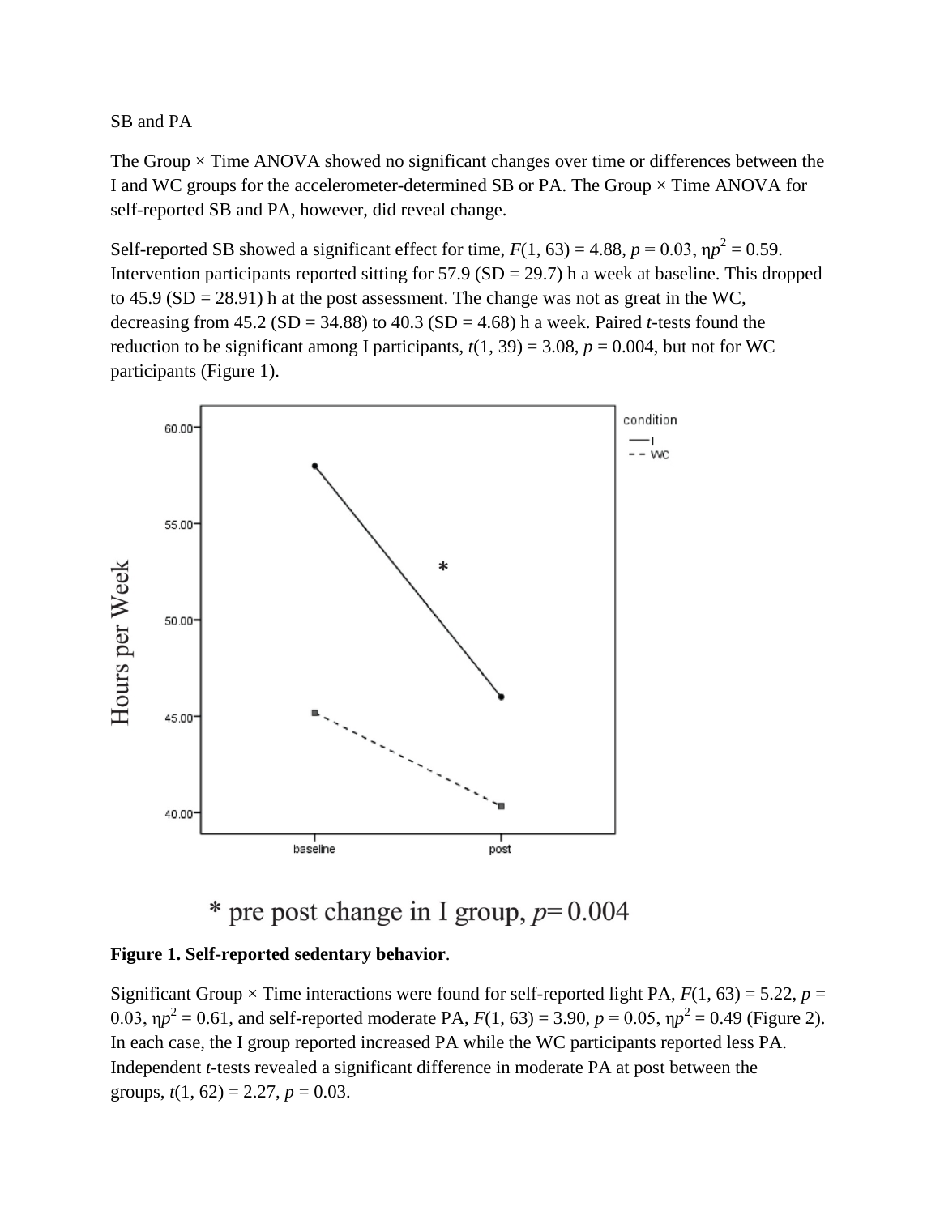SB and PA

The Group × Time ANOVA showed no significant changes over time or differences between the I and WC groups for the accelerometer-determined SB or PA. The Group × Time ANOVA for self-reported SB and PA, however, did reveal change.

Self-reported SB showed a significant effect for time, $F(1, 63) = 4.88$, $p = 0.03$, $\eta p^2 = 0.59$. Intervention participants reported sitting for 57.9 (SD = 29.7) h a week at baseline. This dropped to 45.9 (SD = 28.91) h at the post assessment. The change was not as great in the WC, decreasing from 45.2 (SD = 34.88) to 40.3 (SD = 4.68) h a week. Paired *t*-tests found the reduction to be significant among I participants, $t(1, 39) = 3.08$, $p = 0.004$, but not for WC participants (Figure 1).

* pre post change in I group, $p = 0.004$

**Figure 1. Self-reported sedentary behavior**.

Significant Group × Time interactions were found for self-reported light PA, $F(1, 63) = 5.22$, $p = 0.03$, $\eta p^2 = 0.61$, and self-reported moderate PA, $F(1, 63) = 3.90$, $p = 0.05$, $\eta p^2 = 0.49$ (Figure 2). In each case, the I group reported increased PA while the WC participants reported less PA. Independent *t*-tests revealed a significant difference in moderate PA at post between the groups, $t(1, 62) = 2.27$, $p = 0.03$.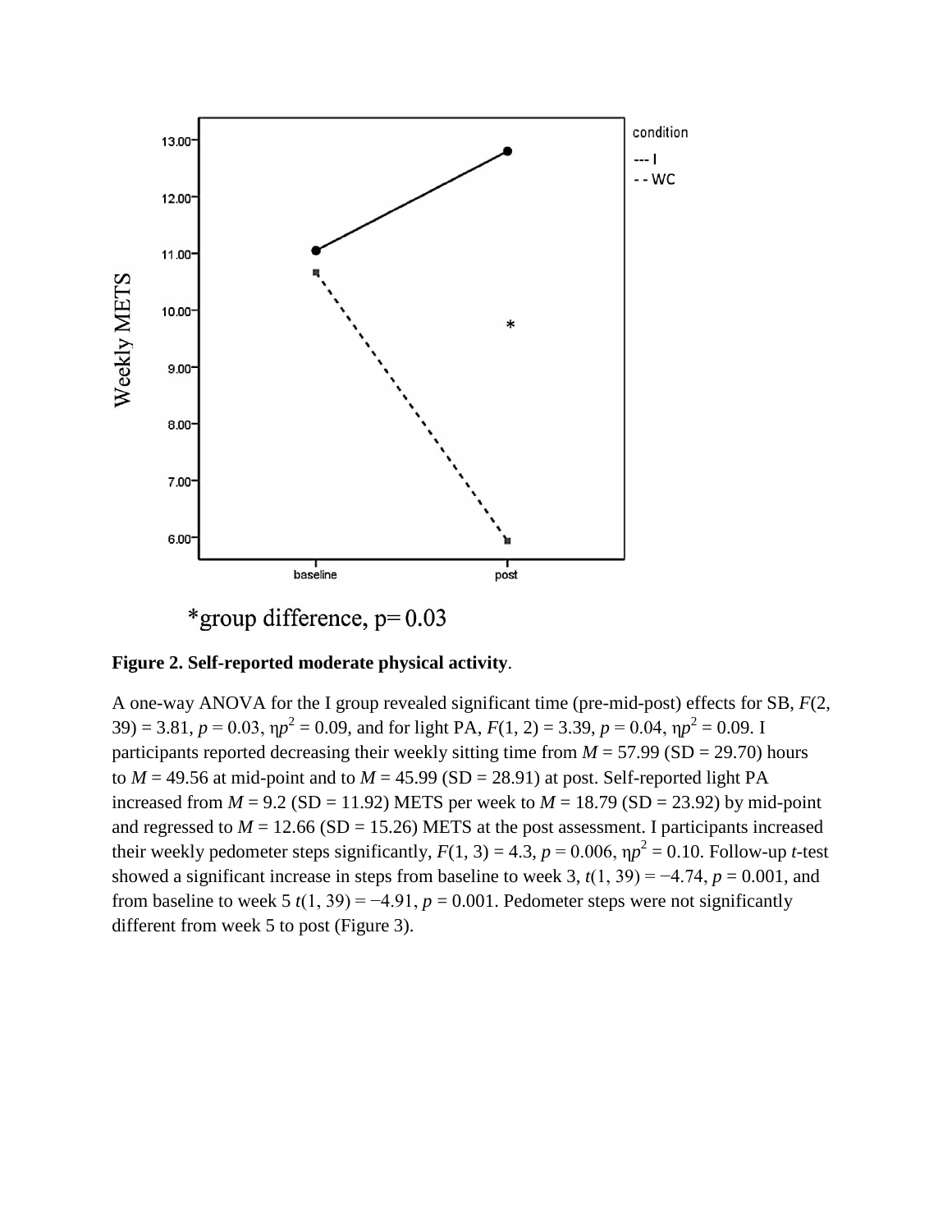**Figure 2. Self-reported moderate physical activity**.

A one-way ANOVA for the I group revealed significant time (pre-mid-post) effects for SB, $F(2, 39) = 3.81$, $p = 0.03$, $\eta p^2 = 0.09$, and for light PA, $F(1, 2) = 3.39$, $p = 0.04$, $\eta p^2 = 0.09$. I participants reported decreasing their weekly sitting time from $M = 57.99$ (SD = 29.70) hours to $M = 49.56$ at mid-point and to $M = 45.99$ (SD = 28.91) at post. Self-reported light PA increased from $M = 9.2$ (SD = 11.92) METS per week to $M = 18.79$ (SD = 23.92) by mid-point and regressed to $M = 12.66$ (SD = 15.26) METS at the post assessment. I participants increased their weekly pedometer steps significantly, $F(1, 3) = 4.3$, $p = 0.006$, $\eta p^2 = 0.10$. Follow-up *t*-test showed a significant increase in steps from baseline to week 3, $t(1, 39) = -4.74$, $p = 0.001$, and from baseline to week 5 $t(1, 39) = -4.91$, $p = 0.001$. Pedometer steps were not significantly different from week 5 to post (Figure 3).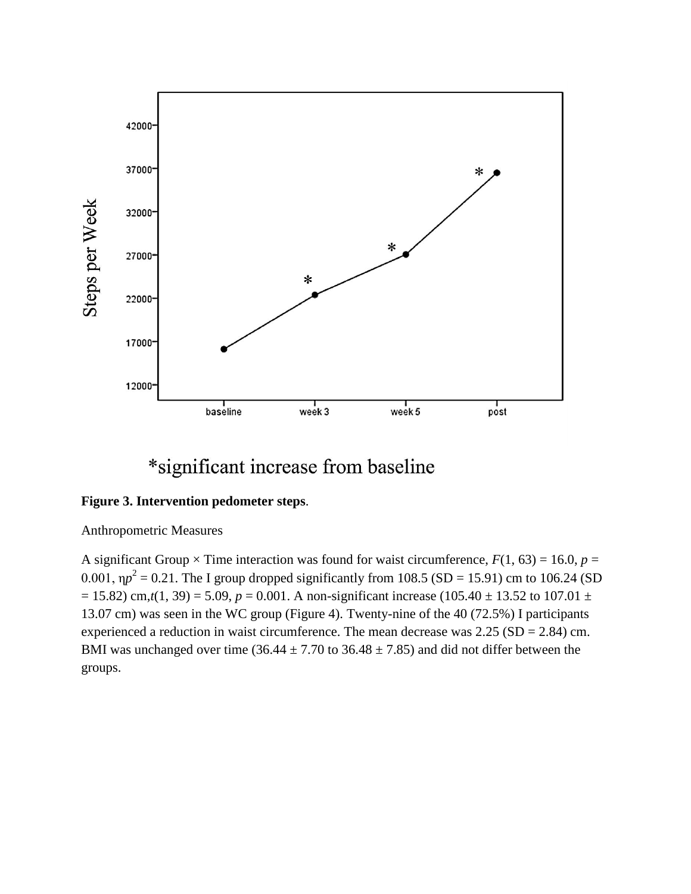*significant increase from baseline

**Figure 3. Intervention pedometer steps**.

Anthropometric Measures

A significant Group × Time interaction was found for waist circumference, $F(1, 63) = 16.0$, $p = 0.001$, $\eta p^2 = 0.21$. The I group dropped significantly from 108.5 (SD = 15.91) cm to 106.24 (SD = 15.82) cm, $t(1, 39) = 5.09$, $p = 0.001$. A non-significant increase (105.40 ± 13.52 to 107.01 ± 13.07 cm) was seen in the WC group (Figure 4). Twenty-nine of the 40 (72.5%) I participants experienced a reduction in waist circumference. The mean decrease was 2.25 (SD = 2.84) cm. BMI was unchanged over time (36.44 ± 7.70 to 36.48 ± 7.85) and did not differ between the groups.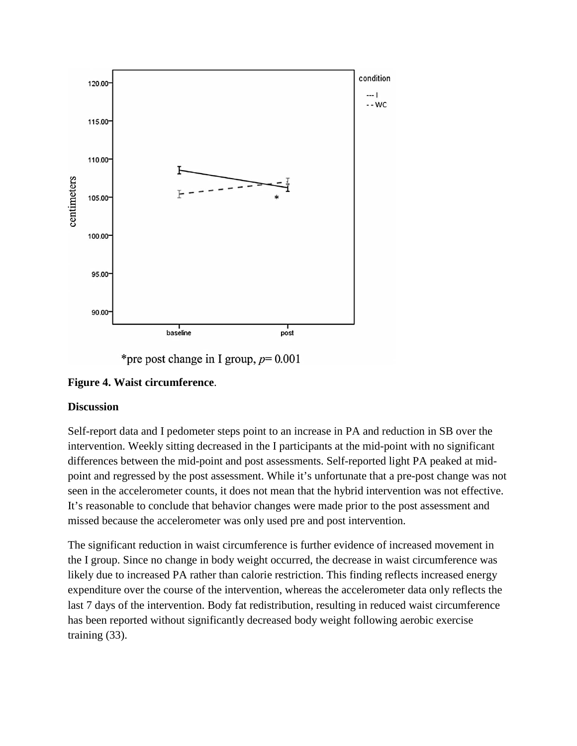*pre post change in I group, $p = 0.001$

**Figure 4. Waist circumference**.

**Discussion**

Self-report data and I pedometer steps point to an increase in PA and reduction in SB over the intervention. Weekly sitting decreased in the I participants at the mid-point with no significant differences between the mid-point and post assessments. Self-reported light PA peaked at mid-point and regressed by the post assessment. While it's unfortunate that a pre-post change was not seen in the accelerometer counts, it does not mean that the hybrid intervention was not effective. It's reasonable to conclude that behavior changes were made prior to the post assessment and missed because the accelerometer was only used pre and post intervention.

The significant reduction in waist circumference is further evidence of increased movement in the I group. Since no change in body weight occurred, the decrease in waist circumference was likely due to increased PA rather than calorie restriction. This finding reflects increased energy expenditure over the course of the intervention, whereas the accelerometer data only reflects the last 7 days of the intervention. Body fat redistribution, resulting in reduced waist circumference has been reported without significantly decreased body weight following aerobic exercise training (33).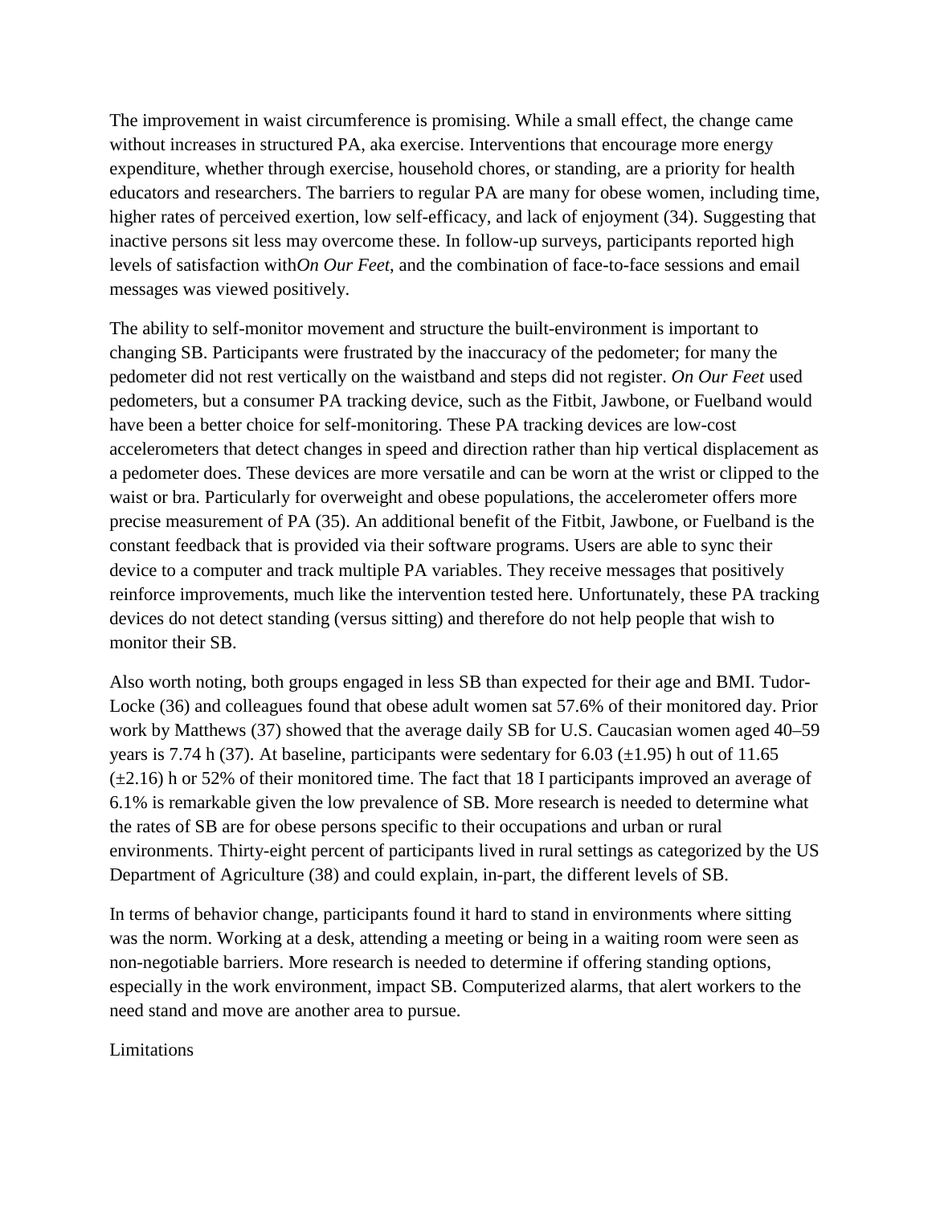The improvement in waist circumference is promising. While a small effect, the change came without increases in structured PA, aka exercise. Interventions that encourage more energy expenditure, whether through exercise, household chores, or standing, are a priority for health educators and researchers. The barriers to regular PA are many for obese women, including time, higher rates of perceived exertion, low self-efficacy, and lack of enjoyment (34). Suggesting that inactive persons sit less may overcome these. In follow-up surveys, participants reported high levels of satisfaction with*On Our Feet*, and the combination of face-to-face sessions and email messages was viewed positively.

The ability to self-monitor movement and structure the built-environment is important to changing SB. Participants were frustrated by the inaccuracy of the pedometer; for many the pedometer did not rest vertically on the waistband and steps did not register. *On Our Feet* used pedometers, but a consumer PA tracking device, such as the Fitbit, Jawbone, or Fuelband would have been a better choice for self-monitoring. These PA tracking devices are low-cost accelerometers that detect changes in speed and direction rather than hip vertical displacement as a pedometer does. These devices are more versatile and can be worn at the wrist or clipped to the waist or bra. Particularly for overweight and obese populations, the accelerometer offers more precise measurement of PA (35). An additional benefit of the Fitbit, Jawbone, or Fuelband is the constant feedback that is provided via their software programs. Users are able to sync their device to a computer and track multiple PA variables. They receive messages that positively reinforce improvements, much like the intervention tested here. Unfortunately, these PA tracking devices do not detect standing (versus sitting) and therefore do not help people that wish to monitor their SB.

Also worth noting, both groups engaged in less SB than expected for their age and BMI. Tudor-Locke (36) and colleagues found that obese adult women sat 57.6% of their monitored day. Prior work by Matthews (37) showed that the average daily SB for U.S. Caucasian women aged 40–59 years is 7.74 h (37). At baseline, participants were sedentary for 6.03 (±1.95) h out of 11.65 (±2.16) h or 52% of their monitored time. The fact that 18 I participants improved an average of 6.1% is remarkable given the low prevalence of SB. More research is needed to determine what the rates of SB are for obese persons specific to their occupations and urban or rural environments. Thirty-eight percent of participants lived in rural settings as categorized by the US Department of Agriculture (38) and could explain, in-part, the different levels of SB.

In terms of behavior change, participants found it hard to stand in environments where sitting was the norm. Working at a desk, attending a meeting or being in a waiting room were seen as non-negotiable barriers. More research is needed to determine if offering standing options, especially in the work environment, impact SB. Computerized alarms, that alert workers to the need stand and move are another area to pursue.

## Limitations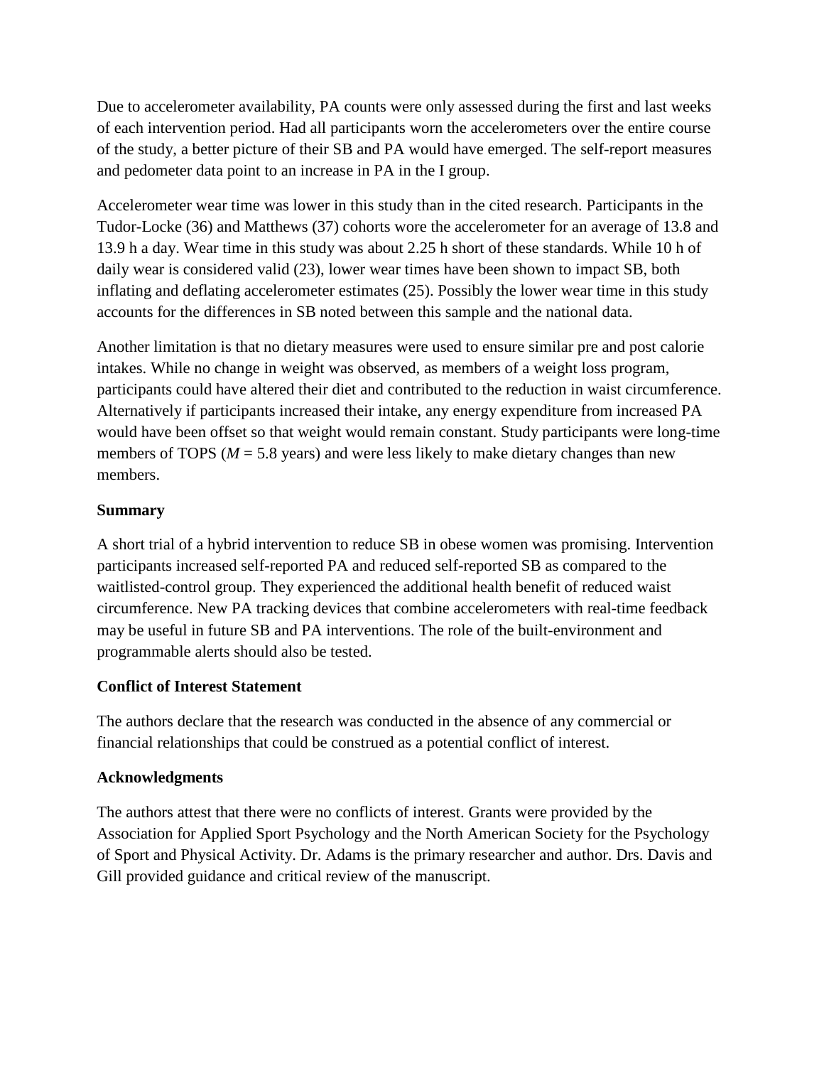Due to accelerometer availability, PA counts were only assessed during the first and last weeks of each intervention period. Had all participants worn the accelerometers over the entire course of the study, a better picture of their SB and PA would have emerged. The self-report measures and pedometer data point to an increase in PA in the I group.

Accelerometer wear time was lower in this study than in the cited research. Participants in the Tudor-Locke (36) and Matthews (37) cohorts wore the accelerometer for an average of 13.8 and 13.9 h a day. Wear time in this study was about 2.25 h short of these standards. While 10 h of daily wear is considered valid (23), lower wear times have been shown to impact SB, both inflating and deflating accelerometer estimates (25). Possibly the lower wear time in this study accounts for the differences in SB noted between this sample and the national data.

Another limitation is that no dietary measures were used to ensure similar pre and post calorie intakes. While no change in weight was observed, as members of a weight loss program, participants could have altered their diet and contributed to the reduction in waist circumference. Alternatively if participants increased their intake, any energy expenditure from increased PA would have been offset so that weight would remain constant. Study participants were long-time members of TOPS ($M$ = 5.8 years) and were less likely to make dietary changes than new members.

**Summary**

A short trial of a hybrid intervention to reduce SB in obese women was promising. Intervention participants increased self-reported PA and reduced self-reported SB as compared to the waitlisted-control group. They experienced the additional health benefit of reduced waist circumference. New PA tracking devices that combine accelerometers with real-time feedback may be useful in future SB and PA interventions. The role of the built-environment and programmable alerts should also be tested.

**Conflict of Interest Statement**

The authors declare that the research was conducted in the absence of any commercial or financial relationships that could be construed as a potential conflict of interest.

**Acknowledgments**

The authors attest that there were no conflicts of interest. Grants were provided by the Association for Applied Sport Psychology and the North American Society for the Psychology of Sport and Physical Activity. Dr. Adams is the primary researcher and author. Drs. Davis and Gill provided guidance and critical review of the manuscript.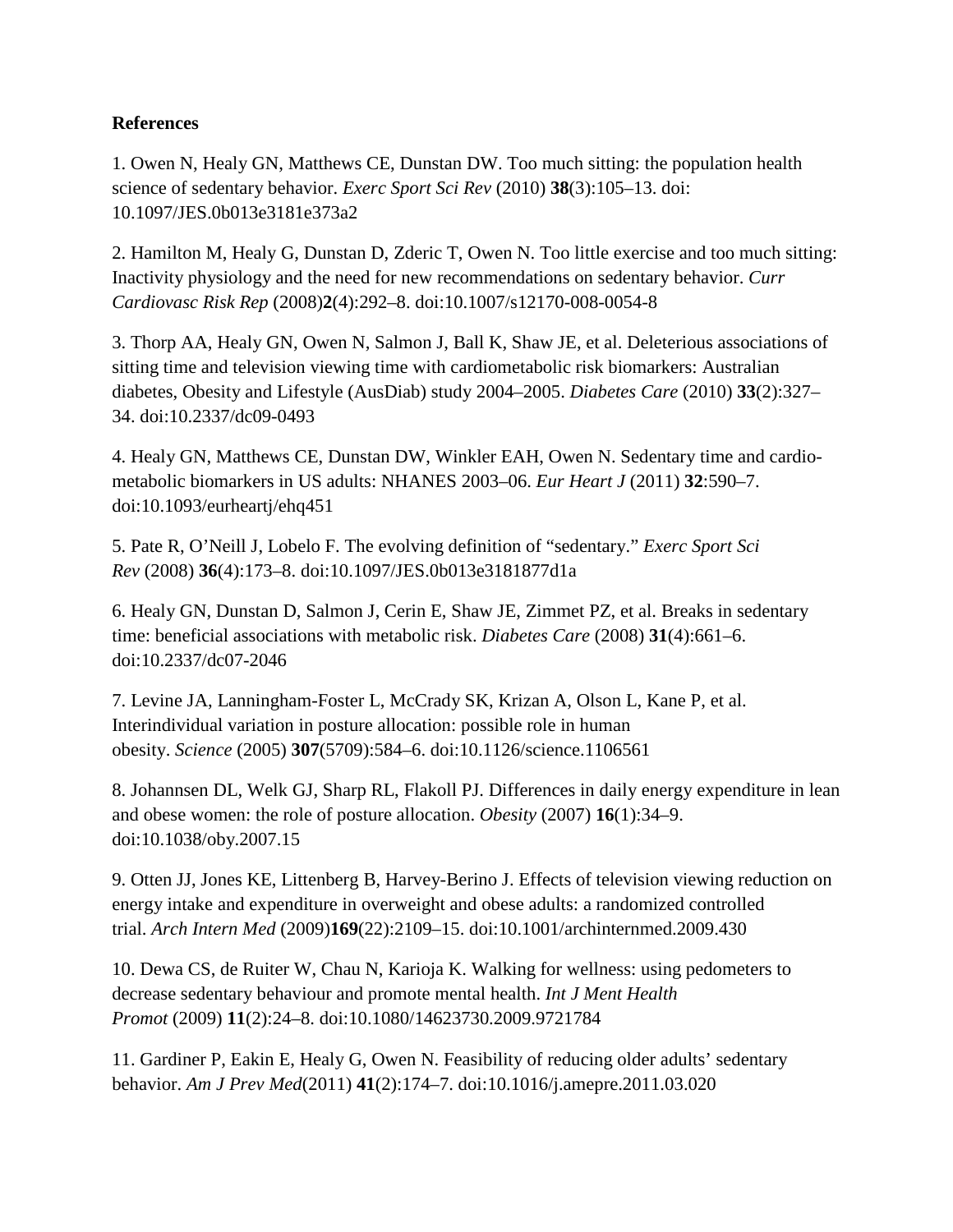**References**

1. Owen N, Healy GN, Matthews CE, Dunstan DW. Too much sitting: the population health science of sedentary behavior. *Exerc Sport Sci Rev* (2010) **38**(3):105–13. doi: 10.1097/JES.0b013e3181e373a2

2. Hamilton M, Healy G, Dunstan D, Zderic T, Owen N. Too little exercise and too much sitting: Inactivity physiology and the need for new recommendations on sedentary behavior. *Curr Cardiovasc Risk Rep* (2008)**2**(4):292–8. doi:10.1007/s12170-008-0054-8

3. Thorp AA, Healy GN, Owen N, Salmon J, Ball K, Shaw JE, et al. Deleterious associations of sitting time and television viewing time with cardiometabolic risk biomarkers: Australian diabetes, Obesity and Lifestyle (AusDiab) study 2004–2005. *Diabetes Care* (2010) **33**(2):327–34. doi:10.2337/dc09-0493

4. Healy GN, Matthews CE, Dunstan DW, Winkler EAH, Owen N. Sedentary time and cardio-metabolic biomarkers in US adults: NHANES 2003–06. *Eur Heart J* (2011) **32**:590–7. doi:10.1093/eurheartj/ehq451

5. Pate R, O'Neill J, Lobelo F. The evolving definition of "sedentary." *Exerc Sport Sci Rev* (2008) **36**(4):173–8. doi:10.1097/JES.0b013e3181877d1a

6. Healy GN, Dunstan D, Salmon J, Cerin E, Shaw JE, Zimmet PZ, et al. Breaks in sedentary time: beneficial associations with metabolic risk. *Diabetes Care* (2008) **31**(4):661–6. doi:10.2337/dc07-2046

7. Levine JA, Lanningham-Foster L, McCrady SK, Krizan A, Olson L, Kane P, et al. Interindividual variation in posture allocation: possible role in human obesity. *Science* (2005) **307**(5709):584–6. doi:10.1126/science.1106561

8. Johannsen DL, Welk GJ, Sharp RL, Flakoll PJ. Differences in daily energy expenditure in lean and obese women: the role of posture allocation. *Obesity* (2007) **16**(1):34–9. doi:10.1038/oby.2007.15

9. Otten JJ, Jones KE, Littenberg B, Harvey-Berino J. Effects of television viewing reduction on energy intake and expenditure in overweight and obese adults: a randomized controlled trial. *Arch Intern Med* (2009)**169**(22):2109–15. doi:10.1001/archinternmed.2009.430

10. Dewa CS, de Ruiter W, Chau N, Karioja K. Walking for wellness: using pedometers to decrease sedentary behaviour and promote mental health. *Int J Ment Health Promot* (2009) **11**(2):24–8. doi:10.1080/14623730.2009.9721784

11. Gardiner P, Eakin E, Healy G, Owen N. Feasibility of reducing older adults' sedentary behavior. *Am J Prev Med*(2011) **41**(2):174–7. doi:10.1016/j.amepre.2011.03.020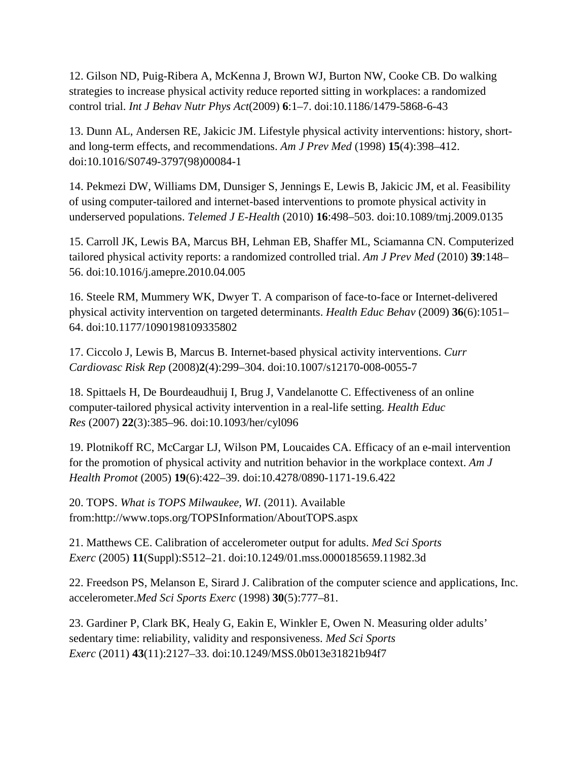12. Gilson ND, Puig-Ribera A, McKenna J, Brown WJ, Burton NW, Cooke CB. Do walking strategies to increase physical activity reduce reported sitting in workplaces: a randomized control trial. *Int J Behav Nutr Phys Act*(2009) **6**:1–7. doi:10.1186/1479-5868-6-43

13. Dunn AL, Andersen RE, Jakicic JM. Lifestyle physical activity interventions: history, short- and long-term effects, and recommendations. *Am J Prev Med* (1998) **15**(4):398–412. doi:10.1016/S0749-3797(98)00084-1

14. Pekmezi DW, Williams DM, Dunsiger S, Jennings E, Lewis B, Jakicic JM, et al. Feasibility of using computer-tailored and internet-based interventions to promote physical activity in underserved populations. *Telemed J E-Health* (2010) **16**:498–503. doi:10.1089/tmj.2009.0135

15. Carroll JK, Lewis BA, Marcus BH, Lehman EB, Shaffer ML, Sciamanna CN. Computerized tailored physical activity reports: a randomized controlled trial. *Am J Prev Med* (2010) **39**:148–56. doi:10.1016/j.amepre.2010.04.005

16. Steele RM, Mummery WK, Dwyer T. A comparison of face-to-face or Internet-delivered physical activity intervention on targeted determinants. *Health Educ Behav* (2009) **36**(6):1051–64. doi:10.1177/1090198109335802

17. Ciccolo J, Lewis B, Marcus B. Internet-based physical activity interventions. *Curr Cardiovasc Risk Rep* (2008)**2**(4):299–304. doi:10.1007/s12170-008-0055-7

18. Spittaels H, De Bourdeaudhuij I, Brug J, Vandelanotte C. Effectiveness of an online computer-tailored physical activity intervention in a real-life setting. *Health Educ Res* (2007) **22**(3):385–96. doi:10.1093/her/cyl096

19. Plotnikoff RC, McCargar LJ, Wilson PM, Loucaides CA. Efficacy of an e-mail intervention for the promotion of physical activity and nutrition behavior in the workplace context. *Am J Health Promot* (2005) **19**(6):422–39. doi:10.4278/0890-1171-19.6.422

20. TOPS. *What is TOPS Milwaukee, WI*. (2011). Available from:http://www.tops.org/TOPSInformation/AboutTOPS.aspx

21. Matthews CE. Calibration of accelerometer output for adults. *Med Sci Sports Exerc* (2005) **11**(Suppl):S512–21. doi:10.1249/01.mss.0000185659.11982.3d

22. Freedson PS, Melanson E, Sirard J. Calibration of the computer science and applications, Inc. accelerometer.*Med Sci Sports Exerc* (1998) **30**(5):777–81.

23. Gardiner P, Clark BK, Healy G, Eakin E, Winkler E, Owen N. Measuring older adults' sedentary time: reliability, validity and responsiveness. *Med Sci Sports Exerc* (2011) **43**(11):2127–33. doi:10.1249/MSS.0b013e31821b94f7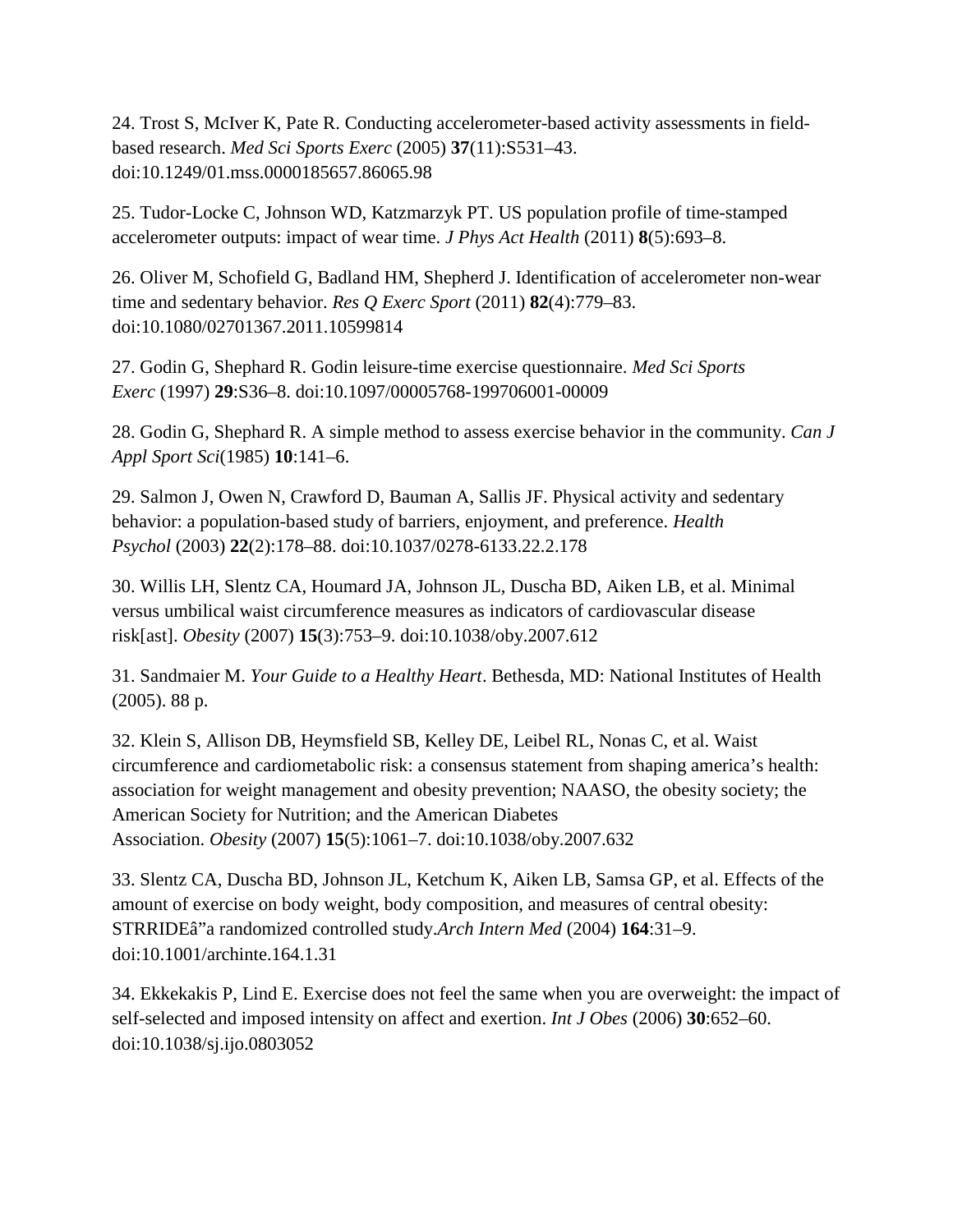24. Trost S, McIver K, Pate R. Conducting accelerometer-based activity assessments in field-based research. *Med Sci Sports Exerc* (2005) **37**(11):S531–43. doi:10.1249/01.mss.0000185657.86065.98

25. Tudor-Locke C, Johnson WD, Katzmarzyk PT. US population profile of time-stamped accelerometer outputs: impact of wear time. *J Phys Act Health* (2011) **8**(5):693–8.

26. Oliver M, Schofield G, Badland HM, Shepherd J. Identification of accelerometer non-wear time and sedentary behavior. *Res Q Exerc Sport* (2011) **82**(4):779–83. doi:10.1080/02701367.2011.10599814

27. Godin G, Shephard R. Godin leisure-time exercise questionnaire. *Med Sci Sports Exerc* (1997) **29**:S36–8. doi:10.1097/00005768-199706001-00009

28. Godin G, Shephard R. A simple method to assess exercise behavior in the community. *Can J Appl Sport Sci*(1985) **10**:141–6.

29. Salmon J, Owen N, Crawford D, Bauman A, Sallis JF. Physical activity and sedentary behavior: a population-based study of barriers, enjoyment, and preference. *Health Psychol* (2003) **22**(2):178–88. doi:10.1037/0278-6133.22.2.178

30. Willis LH, Slentz CA, Houmard JA, Johnson JL, Duscha BD, Aiken LB, et al. Minimal versus umbilical waist circumference measures as indicators of cardiovascular disease risk[ast]. *Obesity* (2007) **15**(3):753–9. doi:10.1038/oby.2007.612

31. Sandmaier M. *Your Guide to a Healthy Heart*. Bethesda, MD: National Institutes of Health (2005). 88 p.

32. Klein S, Allison DB, Heymsfield SB, Kelley DE, Leibel RL, Nonas C, et al. Waist circumference and cardiometabolic risk: a consensus statement from shaping america's health: association for weight management and obesity prevention; NAASO, the obesity society; the American Society for Nutrition; and the American Diabetes Association. *Obesity* (2007) **15**(5):1061–7. doi:10.1038/oby.2007.632

33. Slentz CA, Duscha BD, Johnson JL, Ketchum K, Aiken LB, Samsa GP, et al. Effects of the amount of exercise on body weight, body composition, and measures of central obesity: STRRIDEâ"a randomized controlled study.*Arch Intern Med* (2004) **164**:31–9. doi:10.1001/archinte.164.1.31

34. Ekkekakis P, Lind E. Exercise does not feel the same when you are overweight: the impact of self-selected and imposed intensity on affect and exertion. *Int J Obes* (2006) **30**:652–60. doi:10.1038/sj.ijo.0803052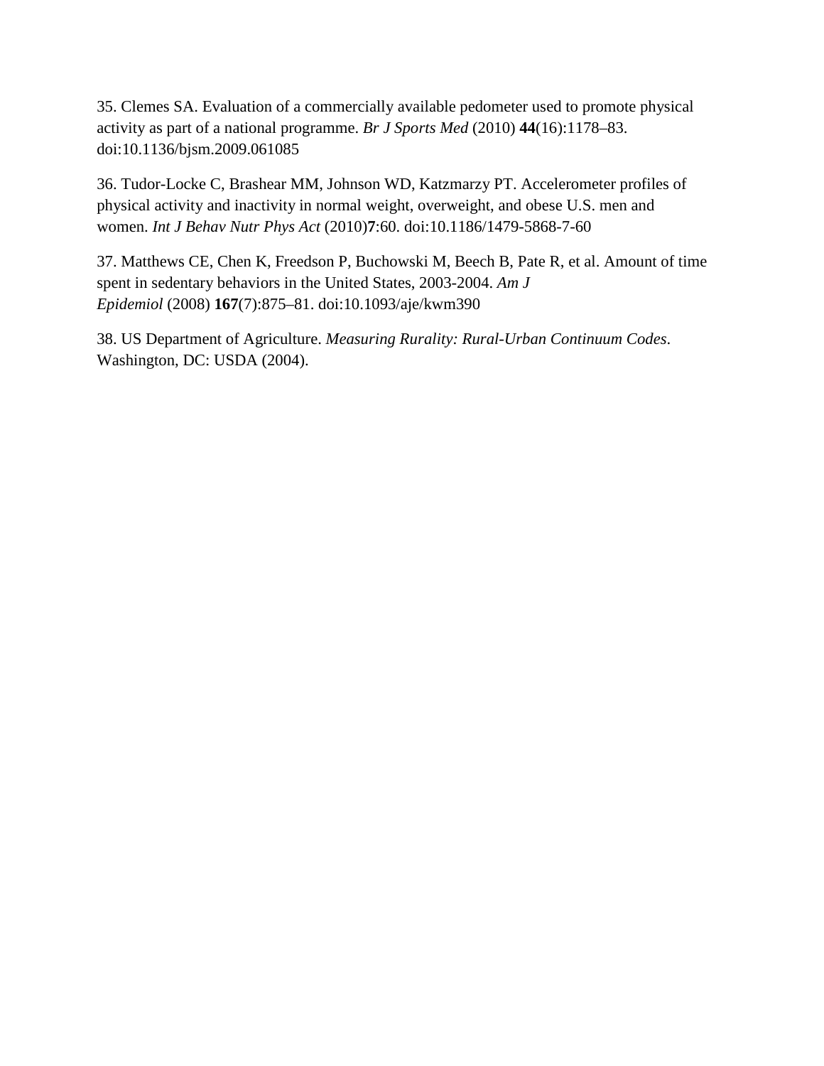35. Clemes SA. Evaluation of a commercially available pedometer used to promote physical activity as part of a national programme. *Br J Sports Med* (2010) **44**(16):1178–83. doi:10.1136/bjsm.2009.061085

36. Tudor-Locke C, Brashear MM, Johnson WD, Katzmarzy PT. Accelerometer profiles of physical activity and inactivity in normal weight, overweight, and obese U.S. men and women. *Int J Behav Nutr Phys Act* (2010)**7**:60. doi:10.1186/1479-5868-7-60

37. Matthews CE, Chen K, Freedson P, Buchowski M, Beech B, Pate R, et al. Amount of time spent in sedentary behaviors in the United States, 2003-2004. *Am J Epidemiol* (2008) **167**(7):875–81. doi:10.1093/aje/kwm390

38. US Department of Agriculture. *Measuring Rurality: Rural-Urban Continuum Codes*. Washington, DC: USDA (2004).